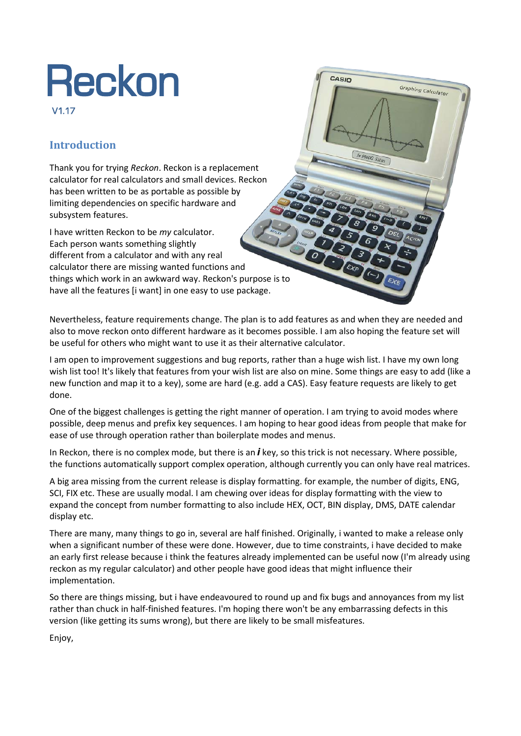# Reckon

V1.17

## Introduction

Thank you for trying *Reckon*. Reckon is a replacement calculator for real calculators and small devices. Reckon has been written to be as portable as possible by limiting dependencies on specific hardware and subsystem features.

I have written Reckon to be *my* calculator. Each person wants something slightly different from a calculator and with any real calculator there are missing wanted functions and things which work in an awkward way. Reckon's purpose is to have all the features [i want] in one easy to use package.

Nevertheless, feature requirements change. The plan is to add features as and when they are needed and also to move reckon onto different hardware as it becomes possible. I am also hoping the feature set will be useful for others who might want to use it as their alternative calculator.

I am open to improvement suggestions and bug reports, rather than a huge wish list. I have my own long wish list too! It's likely that features from your wish list are also on mine. Some things are easy to add (like a new function and map it to a key), some are hard (e.g. add a CAS). Easy feature requests are likely to get done.

One of the biggest challenges is getting the right manner of operation. I am trying to avoid modes where possible, deep menus and prefix key sequences. I am hoping to hear good ideas from people that make for ease of use through operation rather than boilerplate modes and menus.

In Reckon, there is no complex mode, but there is an ***i*** key, so this trick is not necessary. Where possible, the functions automatically support complex operation, although currently you can only have real matrices.

A big area missing from the current release is display formatting. for example, the number of digits, ENG, SCI, FIX etc. These are usually modal. I am chewing over ideas for display formatting with the view to expand the concept from number formatting to also include HEX, OCT, BIN display, DMS, DATE calendar display etc.

There are many, many things to go in, several are half finished. Originally, i wanted to make a release only when a significant number of these were done. However, due to time constraints, i have decided to make an early first release because i think the features already implemented can be useful now (I'm already using reckon as my regular calculator) and other people have good ideas that might influence their implementation.

So there are things missing, but i have endeavoured to round up and fix bugs and annoyances from my list rather than chuck in half-finished features. I'm hoping there won't be any embarrassing defects in this version (like getting its sums wrong), but there are likely to be small misfeatures.

Enjoy,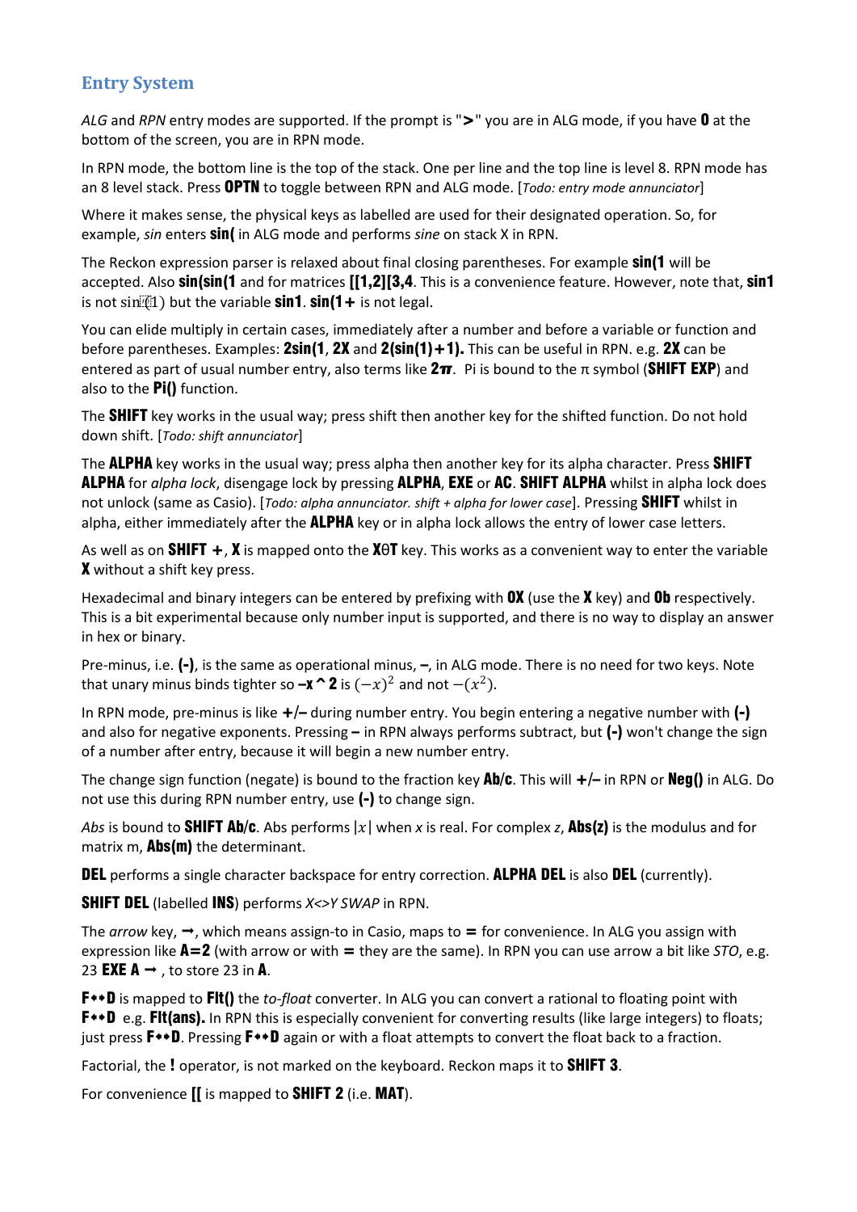## Entry System

*ALG* and *RPN* entry modes are supported. If the prompt is "**>**" you are in ALG mode, if you have **0** at the bottom of the screen, you are in RPN mode.

In RPN mode, the bottom line is the top of the stack. One per line and the top line is level 8. RPN mode has an 8 level stack. Press **OPTN** to toggle between RPN and ALG mode. [*Todo: entry mode annunciator*]

Where it makes sense, the physical keys as labelled are used for their designated operation. So, for example, *sin* enters **sin(** in ALG mode and performs *sine* on stack X in RPN.

The Reckon expression parser is relaxed about final closing parentheses. For example **sin(1** will be accepted. Also **sin(sin(1** and for matrices **[[1,2][3,4**. This is a convenience feature. However, note that, **sin1** is not $\sin(1)$ but the variable **sin1**. **sin(1+** is not legal.

You can elide multiply in certain cases, immediately after a number and before a variable or function and before parentheses. Examples: **2sin(1**, **2X** and **2(sin(1)+1).** This can be useful in RPN. e.g. **2X** can be entered as part of usual number entry, also terms like **2π**. Pi is bound to the π symbol (**SHIFT EXP**) and also to the **Pi()** function.

The **SHIFT** key works in the usual way; press shift then another key for the shifted function. Do not hold down shift. [*Todo: shift annunciator*]

The **ALPHA** key works in the usual way; press alpha then another key for its alpha character. Press **SHIFT ALPHA** for *alpha lock*, disengage lock by pressing **ALPHA**, **EXE** or **AC**. **SHIFT ALPHA** whilst in alpha lock does not unlock (same as Casio). [*Todo: alpha annunciator. shift + alpha for lower case*]. Pressing **SHIFT** whilst in alpha, either immediately after the **ALPHA** key or in alpha lock allows the entry of lower case letters.

As well as on **SHIFT +**, **X** is mapped onto the **XθT** key. This works as a convenient way to enter the variable **X** without a shift key press.

Hexadecimal and binary integers can be entered by prefixing with **0X** (use the **X** key) and **0b** respectively. This is a bit experimental because only number input is supported, and there is no way to display an answer in hex or binary.

Pre-minus, i.e. **(-)**, is the same as operational minus, **–**, in ALG mode. There is no need for two keys. Note that unary minus binds tighter so **–x ^ 2** is $(-x)^2$ and not $-(x^2)$.

In RPN mode, pre-minus is like **+/–** during number entry. You begin entering a negative number with **(-)** and also for negative exponents. Pressing **–** in RPN always performs subtract, but **(-)** won't change the sign of a number after entry, because it will begin a new number entry.

The change sign function (negate) is bound to the fraction key **Ab/c**. This will **+/–** in RPN or **Neg()** in ALG. Do not use this during RPN number entry, use **(-)** to change sign.

*Abs* is bound to **SHIFT Ab/c**. Abs performs $|x|$ when *x* is real. For complex *z*, **Abs(z)** is the modulus and for matrix m, **Abs(m)** the determinant.

**DEL** performs a single character backspace for entry correction. **ALPHA DEL** is also **DEL** (currently).

**SHIFT DEL** (labelled **INS**) performs *X<>Y SWAP* in RPN.

The *arrow* key, **➞**, which means assign-to in Casio, maps to **=** for convenience. In ALG you assign with expression like **A=2** (with arrow or with **=** they are the same). In RPN you can use arrow a bit like *STO*, e.g. 23 **EXE A ➞** , to store 23 in **A**.

**F⇔D** is mapped to **Flt()** the *to-float* converter. In ALG you can convert a rational to floating point with **F⇔D** e.g. **Flt(ans).** In RPN this is especially convenient for converting results (like large integers) to floats; just press **F⇔D**. Pressing **F⇔D** again or with a float attempts to convert the float back to a fraction.

Factorial, the **!** operator, is not marked on the keyboard. Reckon maps it to **SHIFT 3**.

For convenience **[[** is mapped to **SHIFT 2** (i.e. **MAT**).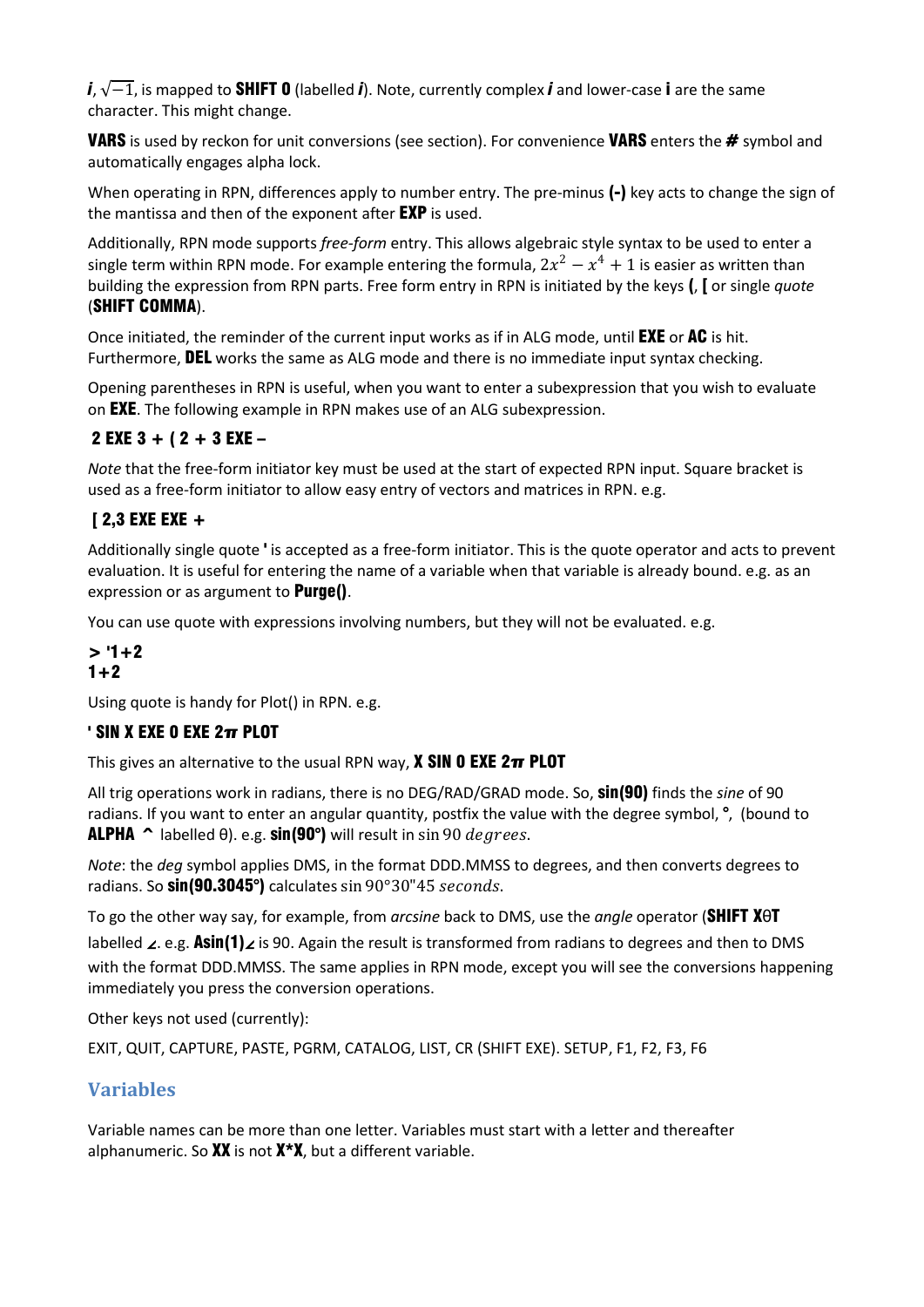***i***, $\sqrt{-1}$, is mapped to **SHIFT 0** (labelled ***i***). Note, currently complex ***i*** and lower-case **i** are the same character. This might change.

**VARS** is used by reckon for unit conversions (see section). For convenience **VARS** enters the **#** symbol and automatically engages alpha lock.

When operating in RPN, differences apply to number entry. The pre-minus **(-)** key acts to change the sign of the mantissa and then of the exponent after **EXP** is used.

Additionally, RPN mode supports *free-form* entry. This allows algebraic style syntax to be used to enter a single term within RPN mode. For example entering the formula, $2x^2 - x^4 + 1$ is easier as written than building the expression from RPN parts. Free form entry in RPN is initiated by the keys **(**, **[** or single *quote* (**SHIFT COMMA**).

Once initiated, the reminder of the current input works as if in ALG mode, until **EXE** or **AC** is hit. Furthermore, **DEL** works the same as ALG mode and there is no immediate input syntax checking.

Opening parentheses in RPN is useful, when you want to enter a subexpression that you wish to evaluate on **EXE**. The following example in RPN makes use of an ALG subexpression.

**2 EXE 3 + ( 2 + 3 EXE –**

*Note* that the free-form initiator key must be used at the start of expected RPN input. Square bracket is used as a free-form initiator to allow easy entry of vectors and matrices in RPN. e.g.

**[ 2,3 EXE EXE +**

Additionally single quote **'** is accepted as a free-form initiator. This is the quote operator and acts to prevent evaluation. It is useful for entering the name of a variable when that variable is already bound. e.g. as an expression or as argument to **Purge()**.

You can use quote with expressions involving numbers, but they will not be evaluated. e.g.

**> '1+2**
**1+2**

Using quote is handy for Plot() in RPN. e.g.

**' SIN X EXE 0 EXE 2π PLOT**

This gives an alternative to the usual RPN way, **X SIN 0 EXE 2π PLOT**

All trig operations work in radians, there is no DEG/RAD/GRAD mode. So, **sin(90)** finds the *sine* of 90 radians. If you want to enter an angular quantity, postfix the value with the degree symbol, **°**, (bound to **ALPHA ^** labelled θ). e.g. **sin(90°)** will result in $\sin 90\ degrees$.

*Note*: the *deg* symbol applies DMS, in the format DDD.MMSS to degrees, and then converts degrees to radians. So **sin(90.3045°)** calculates $\sin 90°30"45\ seconds$.

To go the other way say, for example, from *arcsine* back to DMS, use the *angle* operator (**SHIFT XθT** labelled ∠. e.g. **Asin(1)**∠ is 90. Again the result is transformed from radians to degrees and then to DMS with the format DDD.MMSS. The same applies in RPN mode, except you will see the conversions happening immediately you press the conversion operations.

Other keys not used (currently):

EXIT, QUIT, CAPTURE, PASTE, PGRM, CATALOG, LIST, CR (SHIFT EXE). SETUP, F1, F2, F3, F6

## Variables

Variable names can be more than one letter. Variables must start with a letter and thereafter alphanumeric. So **XX** is not **X*X**, but a different variable.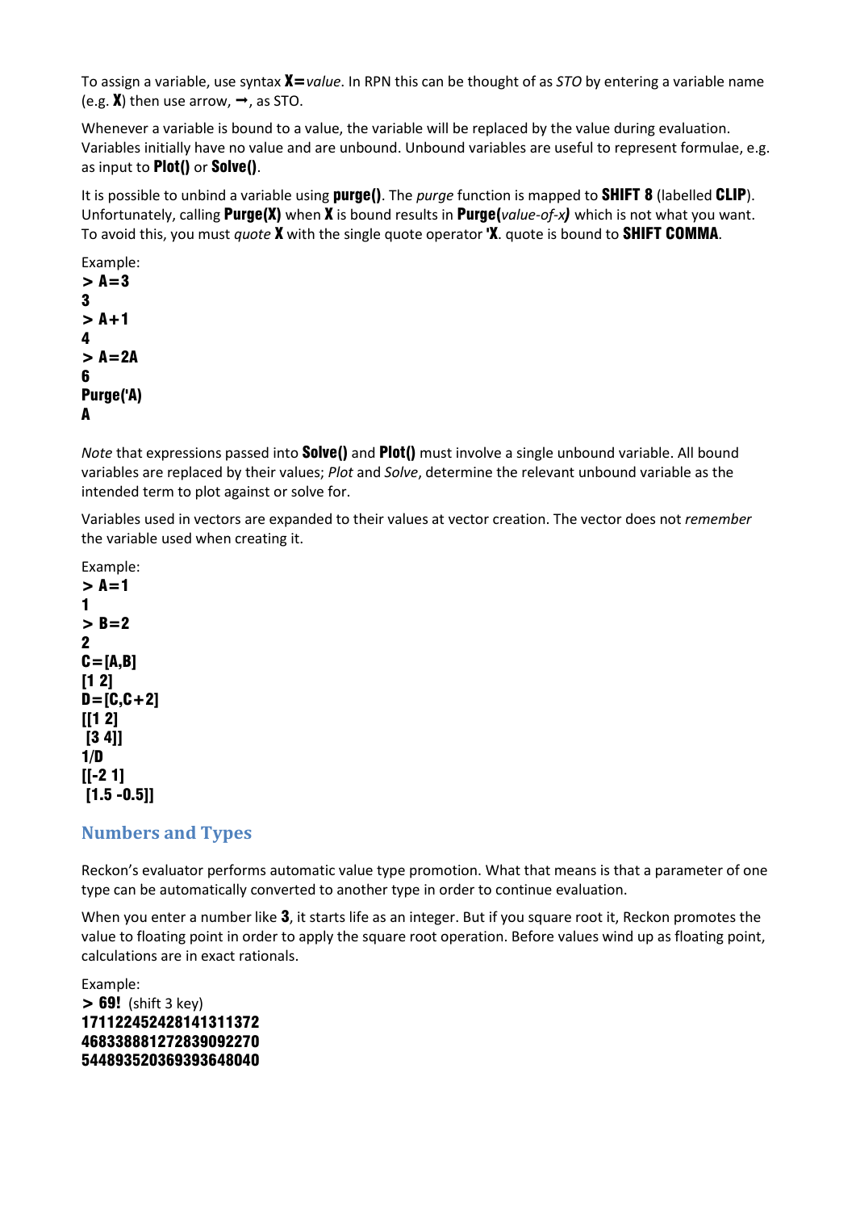To assign a variable, use syntax **X=***value*. In RPN this can be thought of as *STO* by entering a variable name (e.g. **X**) then use arrow, **→**, as STO.

Whenever a variable is bound to a value, the variable will be replaced by the value during evaluation. Variables initially have no value and are unbound. Unbound variables are useful to represent formulae, e.g. as input to **Plot()** or **Solve()**.

It is possible to unbind a variable using **purge()**. The *purge* function is mapped to **SHIFT 8** (labelled **CLIP**). Unfortunately, calling **Purge(X)** when **X** is bound results in **Purge(***value-of-x***)** which is not what you want. To avoid this, you must *quote* **X** with the single quote operator **'X**. quote is bound to **SHIFT COMMA**.

Example:

```
> A=3
3
> A+1
4
> A=2A
6
Purge('A)
A
```

*Note* that expressions passed into **Solve()** and **Plot()** must involve a single unbound variable. All bound variables are replaced by their values; *Plot* and *Solve*, determine the relevant unbound variable as the intended term to plot against or solve for.

Variables used in vectors are expanded to their values at vector creation. The vector does not *remember* the variable used when creating it.

Example:

```
> A=1
1
> B=2
2
C=[A,B]
[1 2]
D=[C,C+2]
[[1 2]
 [3 4]]
1/D
[[-2 1]
 [1.5 -0.5]]
```

## Numbers and Types

Reckon's evaluator performs automatic value type promotion. What that means is that a parameter of one type can be automatically converted to another type in order to continue evaluation.

When you enter a number like **3**, it starts life as an integer. But if you square root it, Reckon promotes the value to floating point in order to apply the square root operation. Before values wind up as floating point, calculations are in exact rationals.

Example:

```
> 69!  (shift 3 key)
171122452428141311372
468338881272839092270
544893520369393648040
```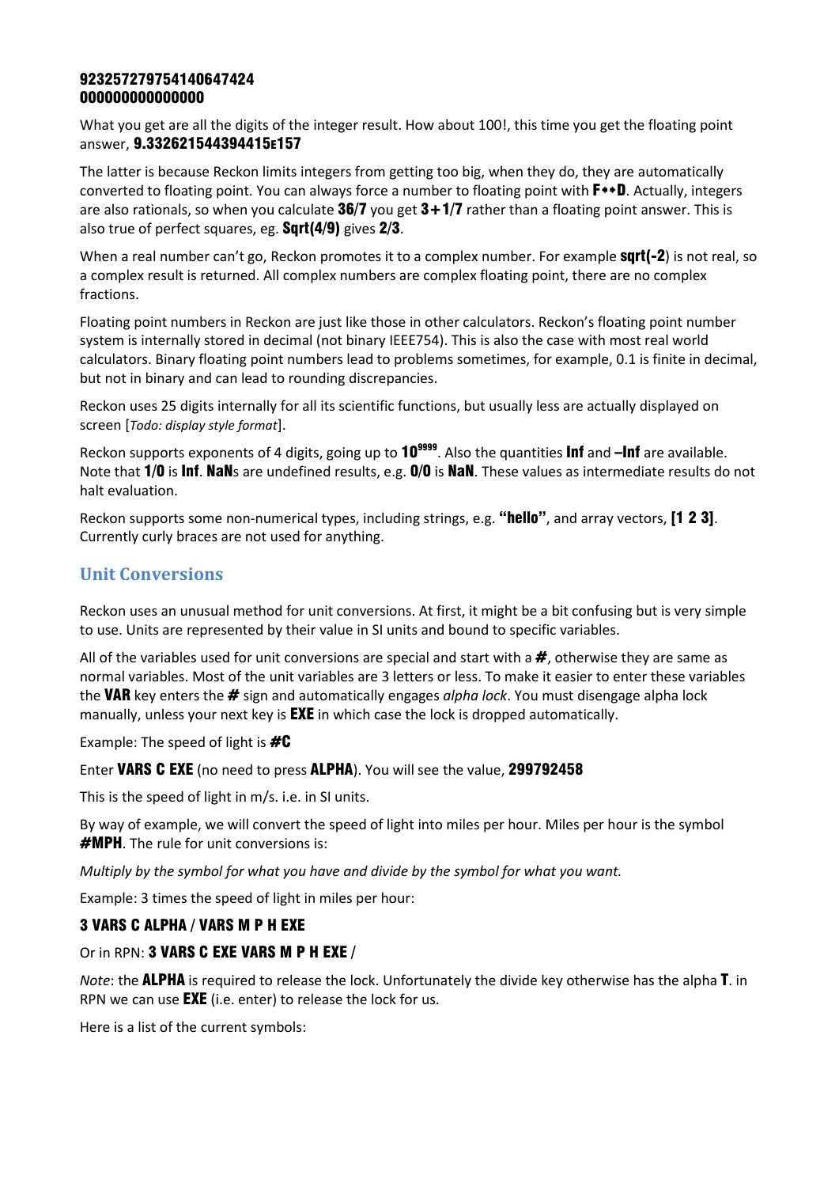**923257279754140647424
000000000000000**

What you get are all the digits of the integer result. How about 100!, this time you get the floating point answer, **9.332621544394415E157**

The latter is because Reckon limits integers from getting too big, when they do, they are automatically converted to floating point. You can always force a number to floating point with **F↔D**. Actually, integers are also rationals, so when you calculate **36/7** you get **3+1/7** rather than a floating point answer. This is also true of perfect squares, eg. **Sqrt(4/9)** gives **2/3**.

When a real number can't go, Reckon promotes it to a complex number. For example **sqrt(-2**) is not real, so a complex result is returned. All complex numbers are complex floating point, there are no complex fractions.

Floating point numbers in Reckon are just like those in other calculators. Reckon's floating point number system is internally stored in decimal (not binary IEEE754). This is also the case with most real world calculators. Binary floating point numbers lead to problems sometimes, for example, 0.1 is finite in decimal, but not in binary and can lead to rounding discrepancies.

Reckon uses 25 digits internally for all its scientific functions, but usually less are actually displayed on screen [*Todo: display style format*].

Reckon supports exponents of 4 digits, going up to $\mathbf{10^{9999}}$. Also the quantities **Inf** and **–Inf** are available. Note that **1/0** is **Inf**. **NaN**s are undefined results, e.g. **0/0** is **NaN**. These values as intermediate results do not halt evaluation.

Reckon supports some non-numerical types, including strings, e.g. **"hello"**, and array vectors, **[1 2 3]**. Currently curly braces are not used for anything.

## Unit Conversions

Reckon uses an unusual method for unit conversions. At first, it might be a bit confusing but is very simple to use. Units are represented by their value in SI units and bound to specific variables.

All of the variables used for unit conversions are special and start with a **#**, otherwise they are same as normal variables. Most of the unit variables are 3 letters or less. To make it easier to enter these variables the **VAR** key enters the **#** sign and automatically engages *alpha lock*. You must disengage alpha lock manually, unless your next key is **EXE** in which case the lock is dropped automatically.

Example: The speed of light is **#C**

Enter **VARS C EXE** (no need to press **ALPHA**). You will see the value, **299792458**

This is the speed of light in m/s. i.e. in SI units.

By way of example, we will convert the speed of light into miles per hour. Miles per hour is the symbol **#MPH**. The rule for unit conversions is:

*Multiply by the symbol for what you have and divide by the symbol for what you want.*

Example: 3 times the speed of light in miles per hour:

**3 VARS C ALPHA / VARS M P H EXE**

Or in RPN: **3 VARS C EXE VARS M P H EXE /**

*Note*: the **ALPHA** is required to release the lock. Unfortunately the divide key otherwise has the alpha **T**. in RPN we can use **EXE** (i.e. enter) to release the lock for us.

Here is a list of the current symbols: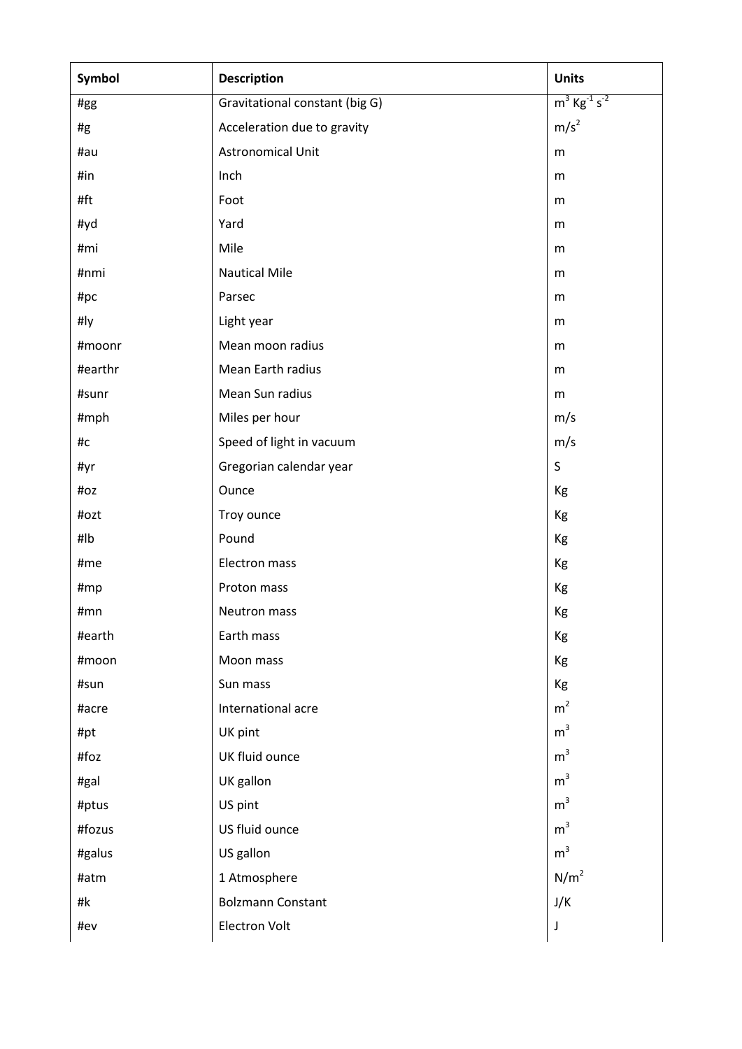| Symbol | Description | Units |
| --- | --- | --- |
| #gg | Gravitational constant (big G) | $m^3\ Kg^{-1}\ s^{-2}$ |
| #g | Acceleration due to gravity | $m/s^2$ |
| #au | Astronomical Unit | m |
| #in | Inch | m |
| #ft | Foot | m |
| #yd | Yard | m |
| #mi | Mile | m |
| #nmi | Nautical Mile | m |
| #pc | Parsec | m |
| #ly | Light year | m |
| #moonr | Mean moon radius | m |
| #earthr | Mean Earth radius | m |
| #sunr | Mean Sun radius | m |
| #mph | Miles per hour | m/s |
| #c | Speed of light in vacuum | m/s |
| #yr | Gregorian calendar year | S |
| #oz | Ounce | Kg |
| #ozt | Troy ounce | Kg |
| #lb | Pound | Kg |
| #me | Electron mass | Kg |
| #mp | Proton mass | Kg |
| #mn | Neutron mass | Kg |
| #earth | Earth mass | Kg |
| #moon | Moon mass | Kg |
| #sun | Sun mass | Kg |
| #acre | International acre | $m^2$ |
| #pt | UK pint | $m^3$ |
| #foz | UK fluid ounce | $m^3$ |
| #gal | UK gallon | $m^3$ |
| #ptus | US pint | $m^3$ |
| #fozus | US fluid ounce | $m^3$ |
| #galus | US gallon | $m^3$ |
| #atm | 1 Atmosphere | $N/m^2$ |
| #k | Bolzmann Constant | J/K |
| #ev | Electron Volt | J |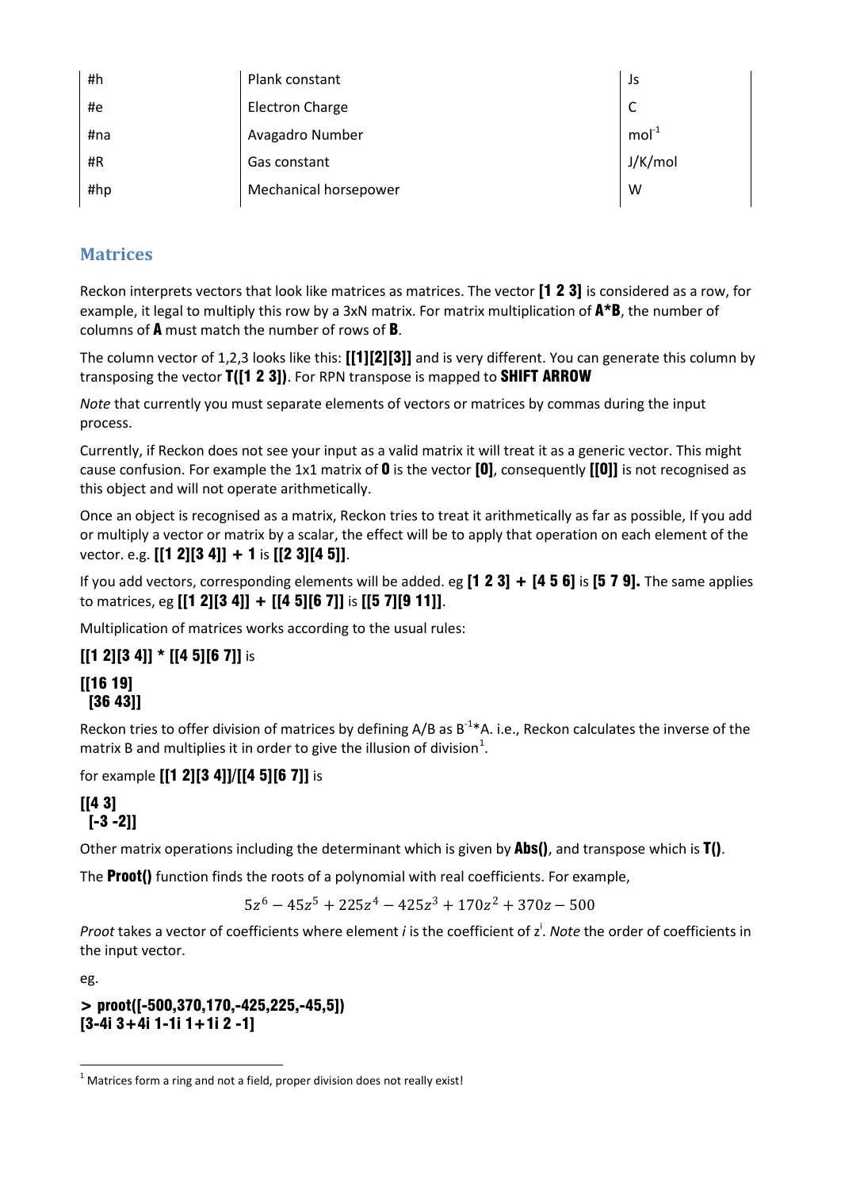| | | |
|---|---|---|
| #h | Plank constant | Js |
| #e | Electron Charge | C |
| #na | Avagadro Number | $mol^{-1}$ |
| #R | Gas constant | J/K/mol |
| #hp | Mechanical horsepower | W |

## Matrices

Reckon interprets vectors that look like matrices as matrices. The vector **[1 2 3]** is considered as a row, for example, it legal to multiply this row by a 3xN matrix. For matrix multiplication of **A*B**, the number of columns of **A** must match the number of rows of **B**.

The column vector of 1,2,3 looks like this: **[[1][2][3]]** and is very different. You can generate this column by transposing the vector **T([1 2 3])**. For RPN transpose is mapped to **SHIFT ARROW**

*Note* that currently you must separate elements of vectors or matrices by commas during the input process.

Currently, if Reckon does not see your input as a valid matrix it will treat it as a generic vector. This might cause confusion. For example the 1x1 matrix of **0** is the vector **[0]**, consequently **[[0]]** is not recognised as this object and will not operate arithmetically.

Once an object is recognised as a matrix, Reckon tries to treat it arithmetically as far as possible, If you add or multiply a vector or matrix by a scalar, the effect will be to apply that operation on each element of the vector. e.g. **[[1 2][3 4]] + 1** is **[[2 3][4 5]]**.

If you add vectors, corresponding elements will be added. eg **[1 2 3] + [4 5 6]** is **[5 7 9].** The same applies to matrices, eg **[[1 2][3 4]] + [[4 5][6 7]]** is **[[5 7][9 11]]**.

Multiplication of matrices works according to the usual rules:

**[[1 2][3 4]] * [[4 5][6 7]]** is

```
[[16 19]
 [36 43]]
```

Reckon tries to offer division of matrices by defining A/B as $B^{-1}$*A. i.e., Reckon calculates the inverse of the matrix B and multiplies it in order to give the illusion of division[1].

for example **[[1 2][3 4]]/[[4 5][6 7]]** is

```
[[4 3]
 [-3 -2]]
```

Other matrix operations including the determinant which is given by **Abs()**, and transpose which is **T()**.

The **Proot()** function finds the roots of a polynomial with real coefficients. For example,

$$5z^6 - 45z^5 + 225z^4 - 425z^3 + 170z^2 + 370z - 500$$

*Proot* takes a vector of coefficients where element *i* is the coefficient of $z^i$. *Note* the order of coefficients in the input vector.

eg.

```
> proot([-500,370,170,-425,225,-45,5])
[3-4i 3+4i 1-1i 1+1i 2 -1]
```

[1] Matrices form a ring and not a field, proper division does not really exist!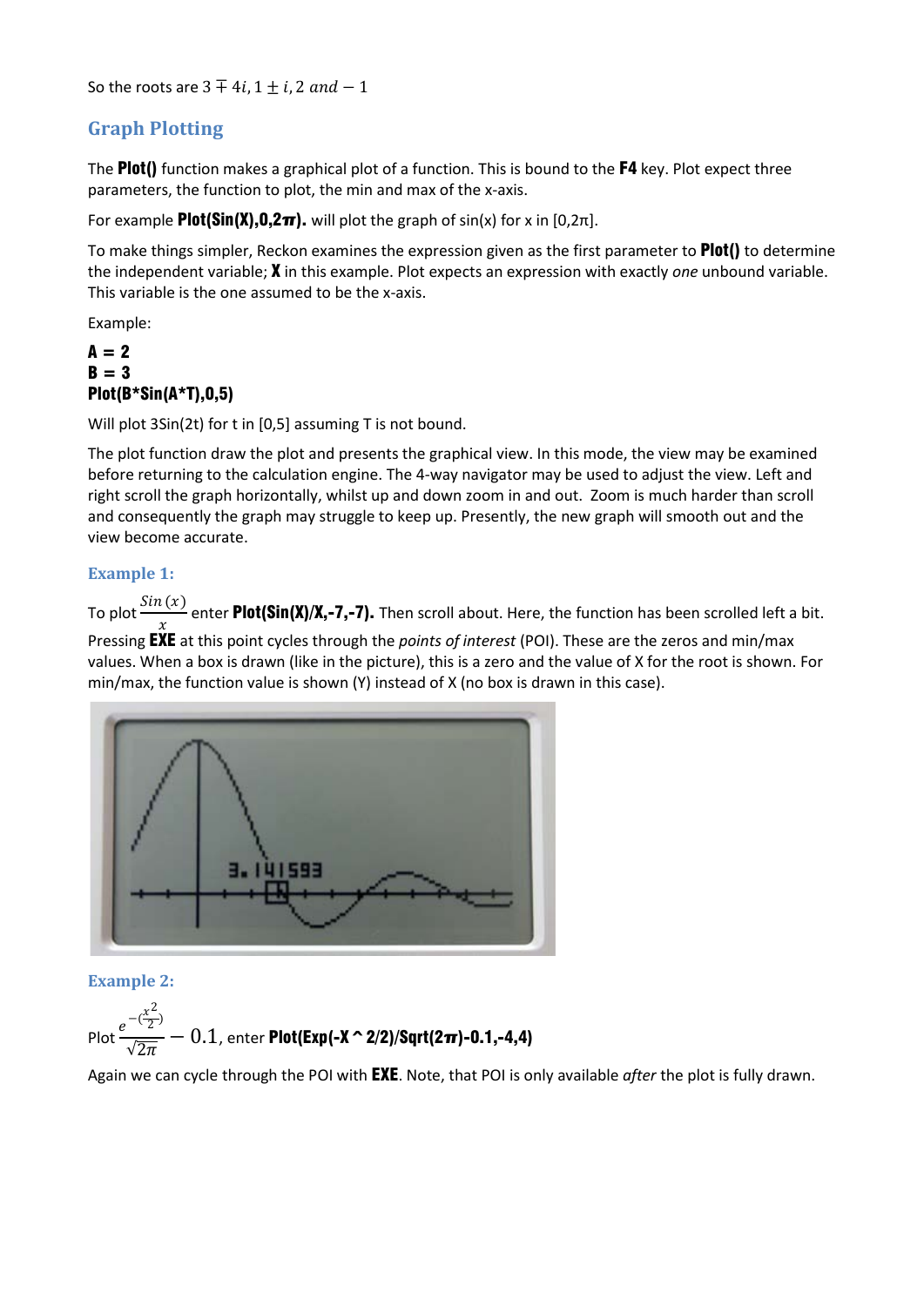So the roots are $3 \mp 4i, 1 \pm i, 2$ *and* $-1$

## Graph Plotting

The **Plot()** function makes a graphical plot of a function. This is bound to the **F4** key. Plot expect three parameters, the function to plot, the min and max of the x-axis.

For example **Plot(Sin(X),0,2π).** will plot the graph of sin(x) for x in [0,2π].

To make things simpler, Reckon examines the expression given as the first parameter to **Plot()** to determine the independent variable; **X** in this example. Plot expects an expression with exactly *one* unbound variable. This variable is the one assumed to be the x-axis.

Example:

**A = 2**
**B = 3**
**Plot(B*Sin(A*T),0,5)**

Will plot 3Sin(2t) for t in [0,5] assuming T is not bound.

The plot function draw the plot and presents the graphical view. In this mode, the view may be examined before returning to the calculation engine. The 4-way navigator may be used to adjust the view. Left and right scroll the graph horizontally, whilst up and down zoom in and out. Zoom is much harder than scroll and consequently the graph may struggle to keep up. Presently, the new graph will smooth out and the view become accurate.

### Example 1:

To plot $\frac{Sin(x)}{x}$ enter **Plot(Sin(X)/X,-7,-7).** Then scroll about. Here, the function has been scrolled left a bit. Pressing **EXE** at this point cycles through the *points of interest* (POI). These are the zeros and min/max values. When a box is drawn (like in the picture), this is a zero and the value of X for the root is shown. For min/max, the function value is shown (Y) instead of X (no box is drawn in this case).

3.141593

### Example 2:

Plot $\frac{e^{-\left(\frac{x^2}{2}\right)}}{\sqrt{2\pi}} - 0.1$, enter **Plot(Exp(-X ^ 2/2)/Sqrt(2π)-0.1,-4,4)**

Again we can cycle through the POI with **EXE**. Note, that POI is only available *after* the plot is fully drawn.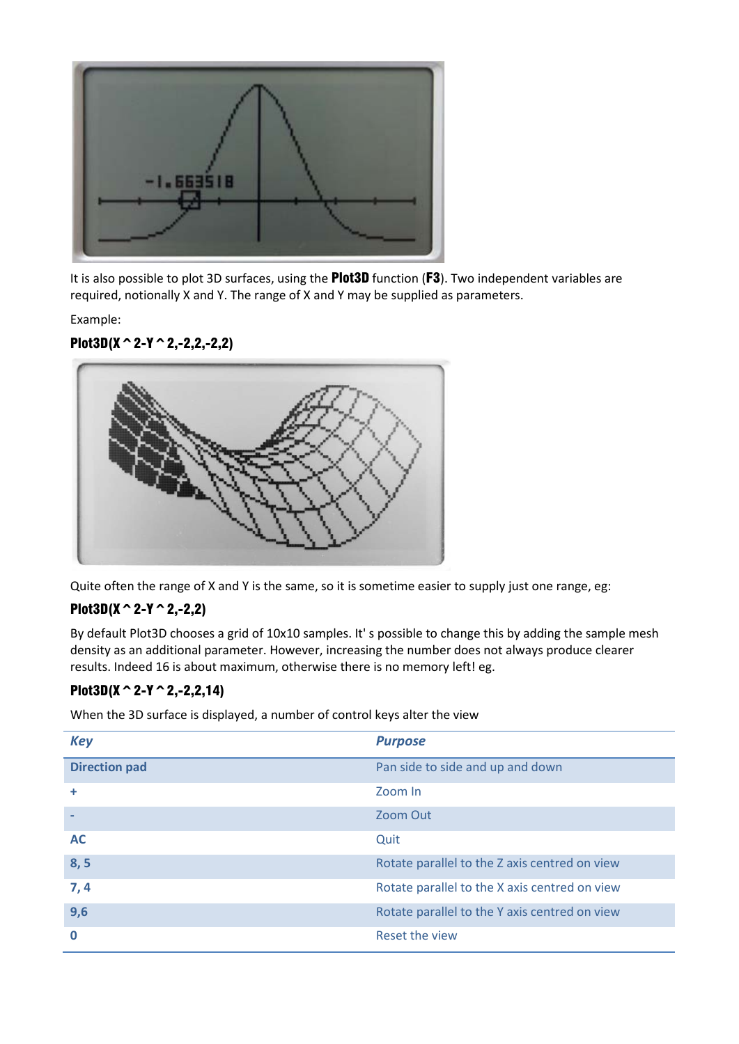-1.663518

It is also possible to plot 3D surfaces, using the **Plot3D** function (**F3**). Two independent variables are required, notionally X and Y. The range of X and Y may be supplied as parameters.

Example:

**Plot3D(X^2-Y^2,-2,2,-2,2)**

Quite often the range of X and Y is the same, so it is sometime easier to supply just one range, eg:

**Plot3D(X^2-Y^2,-2,2)**

By default Plot3D chooses a grid of 10x10 samples. It' s possible to change this by adding the sample mesh density as an additional parameter. However, increasing the number does not always produce clearer results. Indeed 16 is about maximum, otherwise there is no memory left! eg.

**Plot3D(X^2-Y^2,-2,2,14)**

When the 3D surface is displayed, a number of control keys alter the view

| *Key* | *Purpose* |
| --- | --- |
| **Direction pad** | Pan side to side and up and down |
| + | Zoom In |
| - | Zoom Out |
| **AC** | Quit |
| **8, 5** | Rotate parallel to the Z axis centred on view |
| **7, 4** | Rotate parallel to the X axis centred on view |
| **9,6** | Rotate parallel to the Y axis centred on view |
| **0** | Reset the view |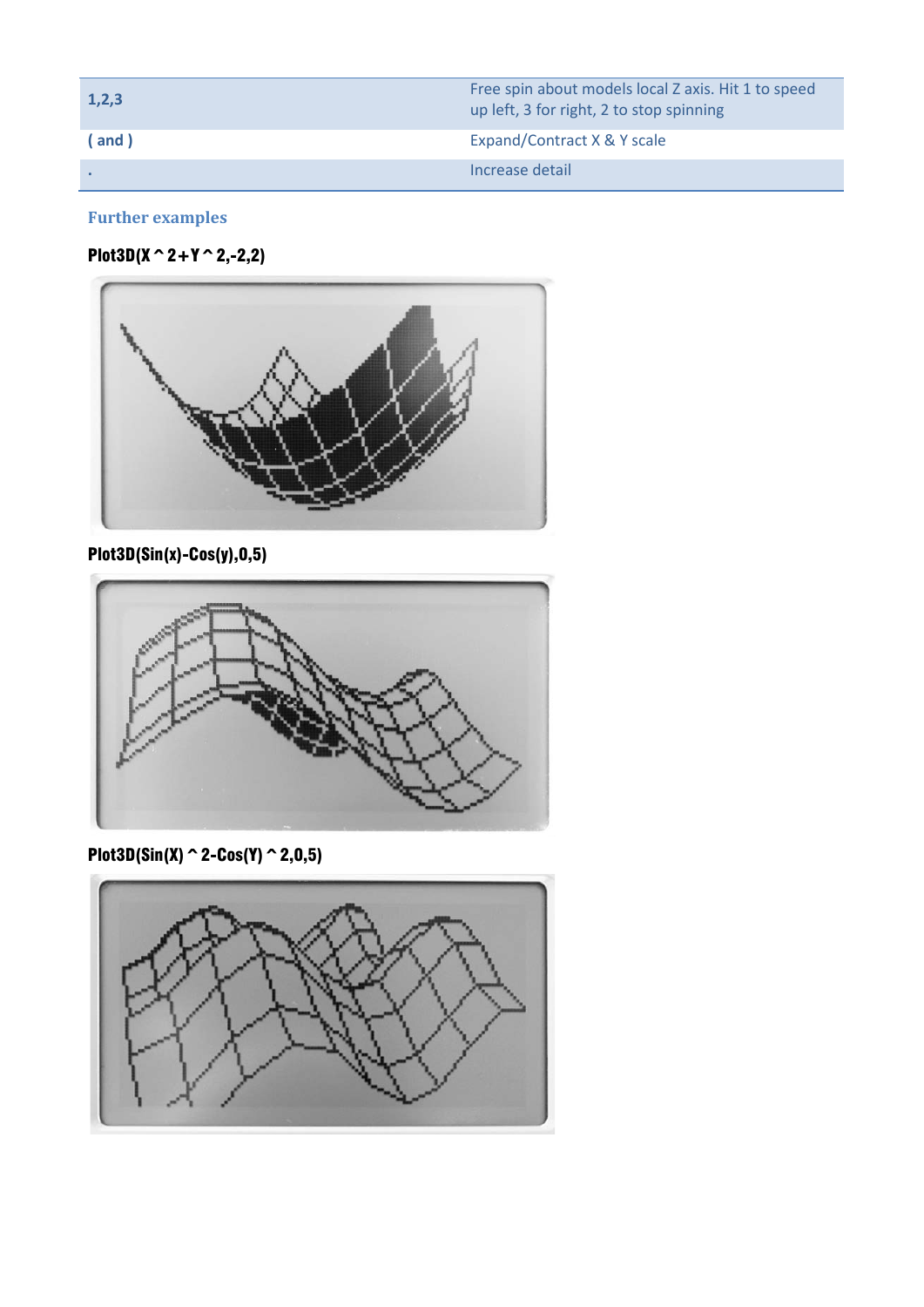| | |
|---|---|
| **1,2,3** | Free spin about models local Z axis. Hit 1 to speed up left, 3 for right, 2 to stop spinning |
| **( and )** | Expand/Contract X & Y scale |
| **.** | Increase detail |

### Further examples

**Plot3D(X^2+Y^2,-2,2)**

**Plot3D(Sin(x)-Cos(y),0,5)**

**Plot3D(Sin(X)^2-Cos(Y)^2,0,5)**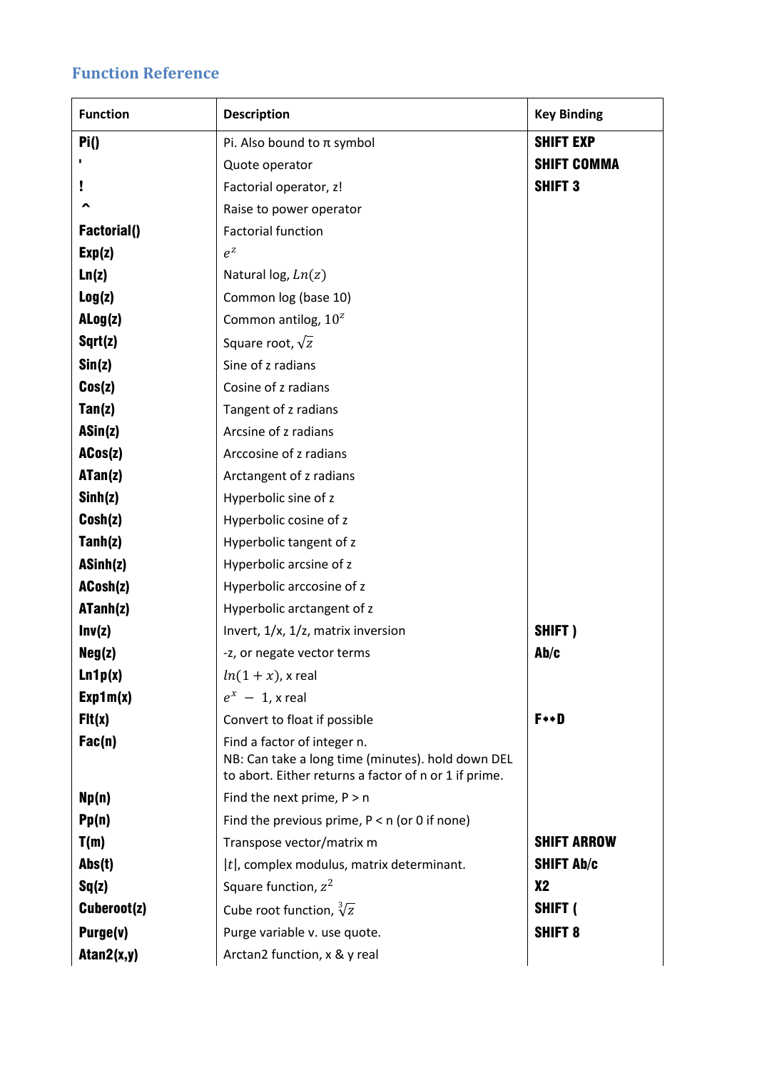## Function Reference

| Function | Description | Key Binding |
|---|---|---|
| **Pi()** | Pi. Also bound to π symbol | **SHIFT EXP** |
| **'** | Quote operator | **SHIFT COMMA** |
| **!** | Factorial operator, z! | **SHIFT 3** |
| **^** | Raise to power operator | |
| **Factorial()** | Factorial function | |
| **Exp(z)** | $e^z$ | |
| **Ln(z)** | Natural log, $Ln(z)$ | |
| **Log(z)** | Common log (base 10) | |
| **ALog(z)** | Common antilog, $10^z$ | |
| **Sqrt(z)** | Square root, $\sqrt{z}$ | |
| **Sin(z)** | Sine of z radians | |
| **Cos(z)** | Cosine of z radians | |
| **Tan(z)** | Tangent of z radians | |
| **ASin(z)** | Arcsine of z radians | |
| **ACos(z)** | Arccosine of z radians | |
| **ATan(z)** | Arctangent of z radians | |
| **Sinh(z)** | Hyperbolic sine of z | |
| **Cosh(z)** | Hyperbolic cosine of z | |
| **Tanh(z)** | Hyperbolic tangent of z | |
| **ASinh(z)** | Hyperbolic arcsine of z | |
| **ACosh(z)** | Hyperbolic arccosine of z | |
| **ATanh(z)** | Hyperbolic arctangent of z | |
| **Inv(z)** | Invert, 1/x, 1/z, matrix inversion | **SHIFT )** |
| **Neg(z)** | -z, or negate vector terms | **Ab/c** |
| **Ln1p(x)** | $ln(1+x)$, x real | |
| **Exp1m(x)** | $e^x - 1$, x real | |
| **Flt(x)** | Convert to float if possible | **F↔D** |
| **Fac(n)** | Find a factor of integer n.<br>NB: Can take a long time (minutes). hold down DEL to abort. Either returns a factor of n or 1 if prime. | |
| **Np(n)** | Find the next prime, P > n | |
| **Pp(n)** | Find the previous prime, P < n (or 0 if none) | |
| **T(m)** | Transpose vector/matrix m | **SHIFT ARROW** |
| **Abs(t)** | $\|t\|$, complex modulus, matrix determinant. | **SHIFT Ab/c** |
| **Sq(z)** | Square function, $z^2$ | **X2** |
| **Cuberoot(z)** | Cube root function, $\sqrt[3]{z}$ | **SHIFT (** |
| **Purge(v)** | Purge variable v. use quote. | **SHIFT 8** |
| **Atan2(x,y)** | Arctan2 function, x & y real | |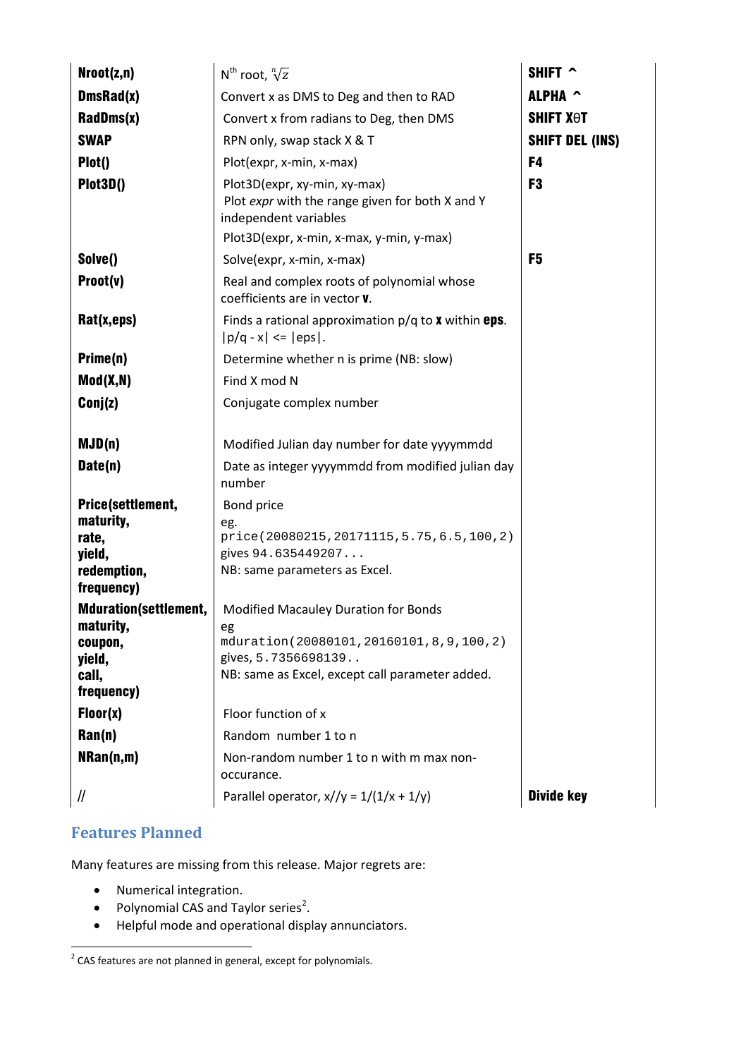| | | |
|---|---|---|
| **Nroot(z,n)** | N[th] root, $\sqrt[n]{z}$ | **SHIFT ^** |
| **DmsRad(x)** | Convert x as DMS to Deg and then to RAD | **ALPHA ^** |
| **RadDms(x)** | Convert x from radians to Deg, then DMS | **SHIFT XθT** |
| **SWAP** | RPN only, swap stack X & T | **SHIFT DEL (INS)** |
| **Plot()** | Plot(expr, x-min, x-max) | **F4** |
| **Plot3D()** | Plot3D(expr, xy-min, xy-max)<br>Plot *expr* with the range given for both X and Y independent variables<br>Plot3D(expr, x-min, x-max, y-min, y-max) | **F3** |
| **Solve()** | Solve(expr, x-min, x-max) | **F5** |
| **Proot(v)** | Real and complex roots of polynomial whose coefficients are in vector **v**. | |
| **Rat(x,eps)** | Finds a rational approximation p/q to **x** within **eps**. \|p/q - x\| <= \|eps\|. | |
| **Prime(n)** | Determine whether n is prime (NB: slow) | |
| **Mod(X,N)** | Find X mod N | |
| **Conj(z)** | Conjugate complex number | |
| **MJD(n)** | Modified Julian day number for date yyyymmdd | |
| **Date(n)** | Date as integer yyyymmdd from modified julian day number | |
| **Price(settlement, maturity, rate, yield, redemption, frequency)** | Bond price<br>eg.<br>`price(20080215,20171115,5.75,6.5,100,2)`<br>gives `94.635449207...`<br>NB: same parameters as Excel. | |
| **Mduration(settlement, maturity, coupon, yield, call, frequency)** | Modified Macauley Duration for Bonds<br>eg<br>`mduration(20080101,20160101,8,9,100,2)`<br>gives, `5.7356698139..`<br>NB: same as Excel, except call parameter added. | |
| **Floor(x)** | Floor function of x | |
| **Ran(n)** | Random number 1 to n | |
| **NRan(n,m)** | Non-random number 1 to n with m max non-occurance. | |
| **//** | Parallel operator, x//y = 1/(1/x + 1/y) | **Divide key** |

## Features Planned

Many features are missing from this release. Major regrets are:

- Numerical integration.
- Polynomial CAS and Taylor series[2].
- Helpful mode and operational display annunciators.

[2] CAS features are not planned in general, except for polynomials.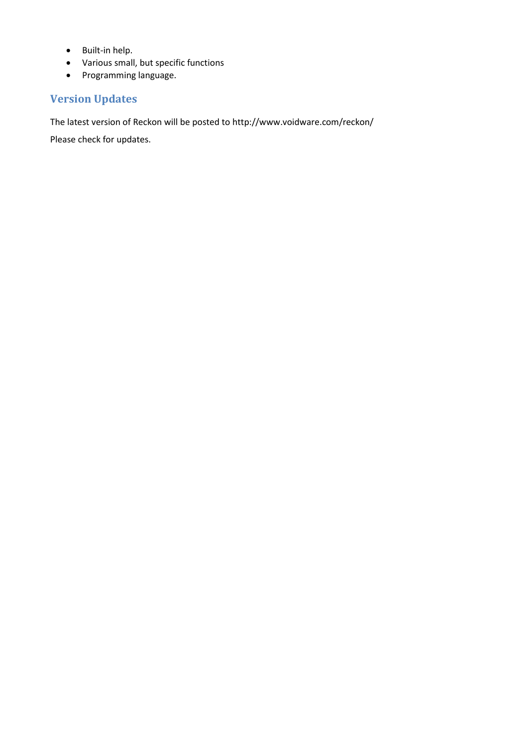- Built-in help.
- Various small, but specific functions
- Programming language.

## Version Updates

The latest version of Reckon will be posted to http://www.voidware.com/reckon/

Please check for updates.